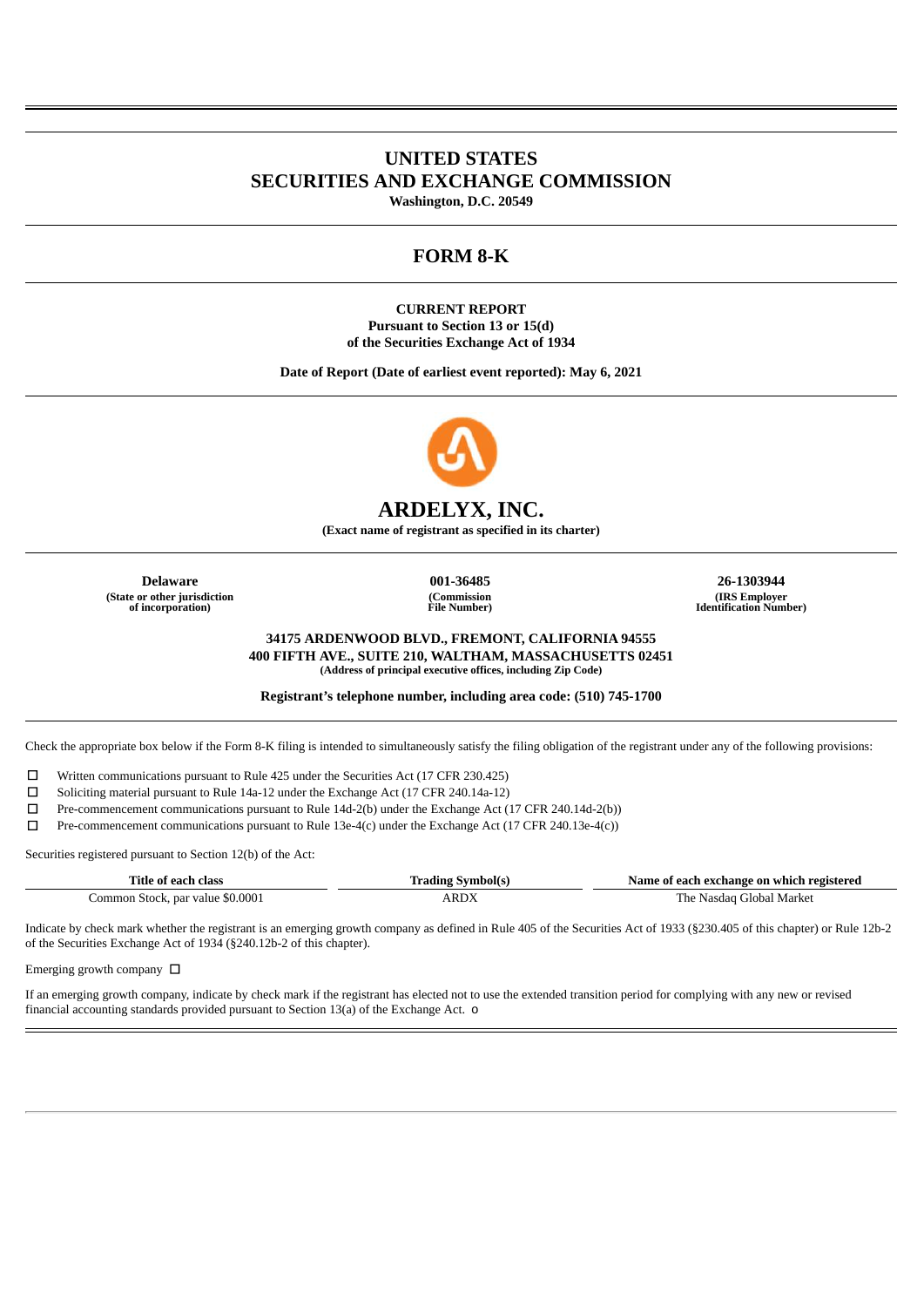# UNITED STATES
# SECURITIES AND EXCHANGE COMMISSION

**Washington, D.C. 20549**

## FORM 8-K

**CURRENT REPORT**
**Pursuant to Section 13 or 15(d)**
**of the Securities Exchange Act of 1934**

**Date of Report (Date of earliest event reported): May 6, 2021**

# ARDELYX, INC.

**(Exact name of registrant as specified in its charter)**

| Delaware | 001-36485 | 26-1303944 |
|---|---|---|
| (State or other jurisdiction of incorporation) | (Commission File Number) | (IRS Employer Identification Number) |

**34175 ARDENWOOD BLVD., FREMONT, CALIFORNIA 94555**
**400 FIFTH AVE., SUITE 210, WALTHAM, MASSACHUSETTS 02451**
**(Address of principal executive offices, including Zip Code)**

**Registrant's telephone number, including area code: (510) 745-1700**

Check the appropriate box below if the Form 8-K filing is intended to simultaneously satisfy the filing obligation of the registrant under any of the following provisions:

☐ Written communications pursuant to Rule 425 under the Securities Act (17 CFR 230.425)

☐ Soliciting material pursuant to Rule 14a-12 under the Exchange Act (17 CFR 240.14a-12)

☐ Pre-commencement communications pursuant to Rule 14d-2(b) under the Exchange Act (17 CFR 240.14d-2(b))

☐ Pre-commencement communications pursuant to Rule 13e-4(c) under the Exchange Act (17 CFR 240.13e-4(c))

Securities registered pursuant to Section 12(b) of the Act:

| Title of each class | Trading Symbol(s) | Name of each exchange on which registered |
|---|---|---|
| Common Stock, par value $0.0001 | ARDX | The Nasdaq Global Market |

Indicate by check mark whether the registrant is an emerging growth company as defined in Rule 405 of the Securities Act of 1933 (§230.405 of this chapter) or Rule 12b-2 of the Securities Exchange Act of 1934 (§240.12b-2 of this chapter).

Emerging growth company ☐

If an emerging growth company, indicate by check mark if the registrant has elected not to use the extended transition period for complying with any new or revised financial accounting standards provided pursuant to Section 13(a) of the Exchange Act. o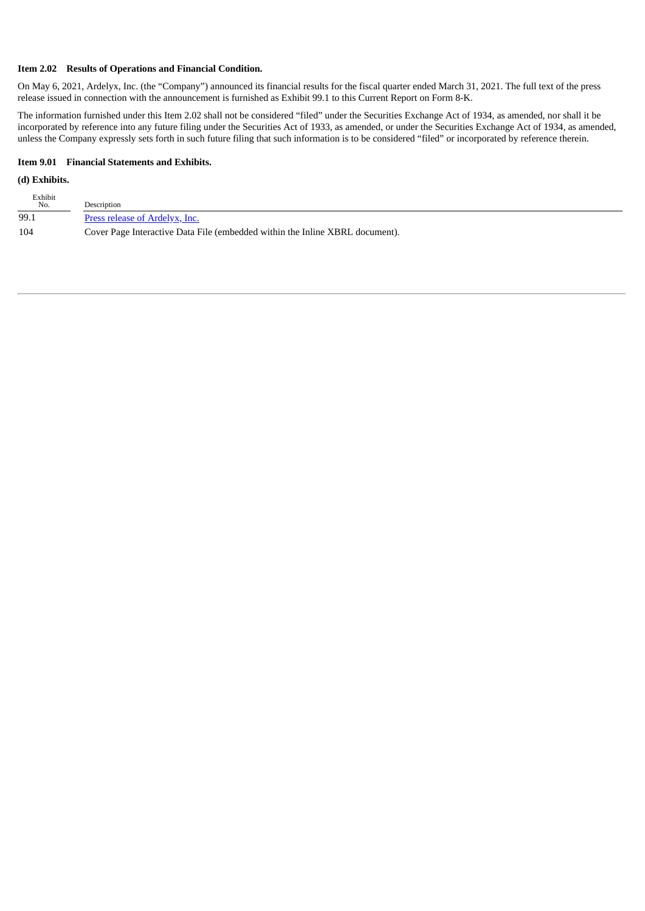**Item 2.02 Results of Operations and Financial Condition.**

On May 6, 2021, Ardelyx, Inc. (the "Company") announced its financial results for the fiscal quarter ended March 31, 2021. The full text of the press release issued in connection with the announcement is furnished as Exhibit 99.1 to this Current Report on Form 8-K.

The information furnished under this Item 2.02 shall not be considered "filed" under the Securities Exchange Act of 1934, as amended, nor shall it be incorporated by reference into any future filing under the Securities Act of 1933, as amended, or under the Securities Exchange Act of 1934, as amended, unless the Company expressly sets forth in such future filing that such information is to be considered "filed" or incorporated by reference therein.

**Item 9.01 Financial Statements and Exhibits.**

**(d) Exhibits.**

| Exhibit No. | Description |
|---|---|
| 99.1 | Press release of Ardelyx, Inc. |
| 104 | Cover Page Interactive Data File (embedded within the Inline XBRL document). |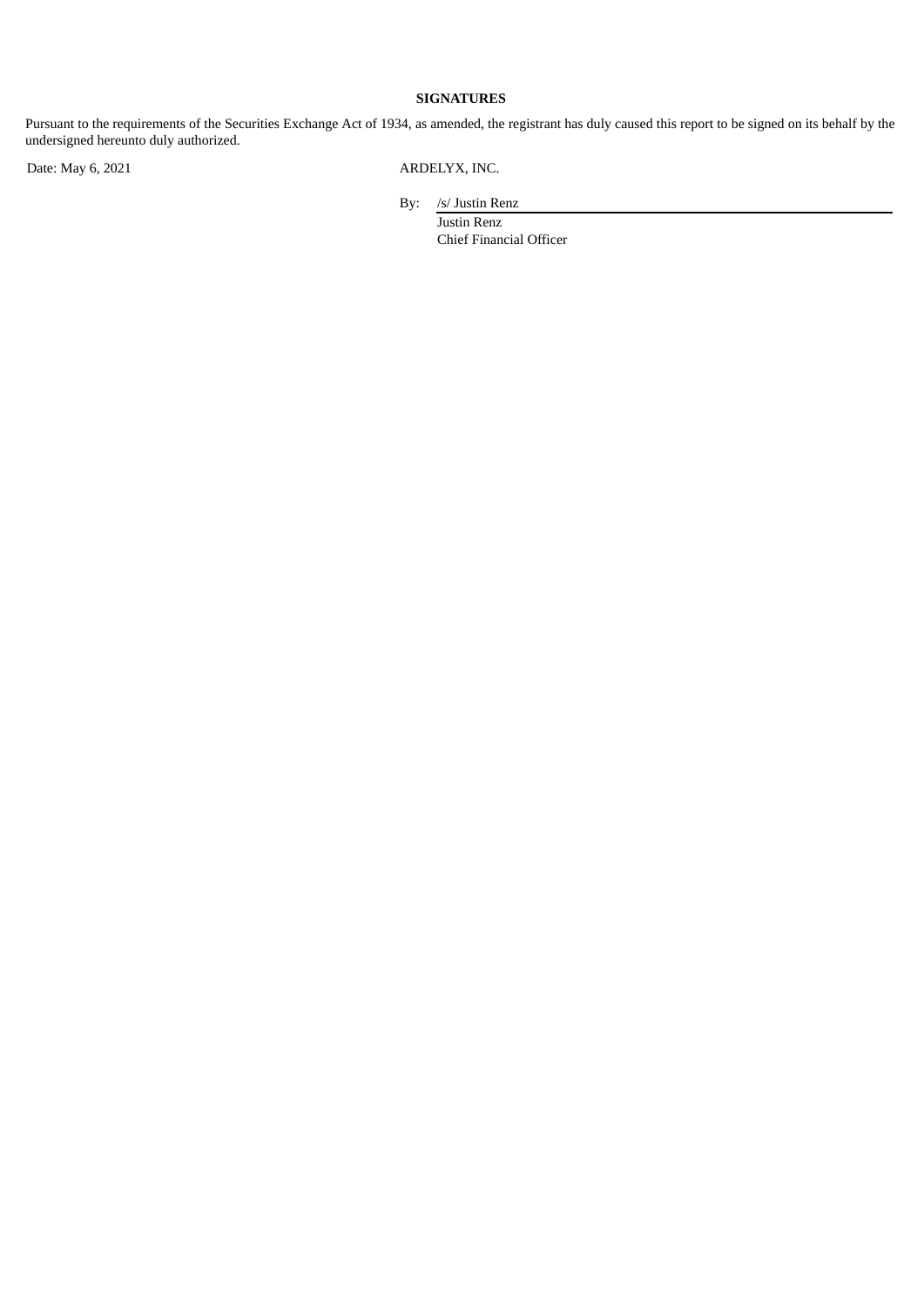**SIGNATURES**

Pursuant to the requirements of the Securities Exchange Act of 1934, as amended, the registrant has duly caused this report to be signed on its behalf by the undersigned hereunto duly authorized.

Date: May 6, 2021

ARDELYX, INC.

By: /s/ Justin Renz

Justin Renz
Chief Financial Officer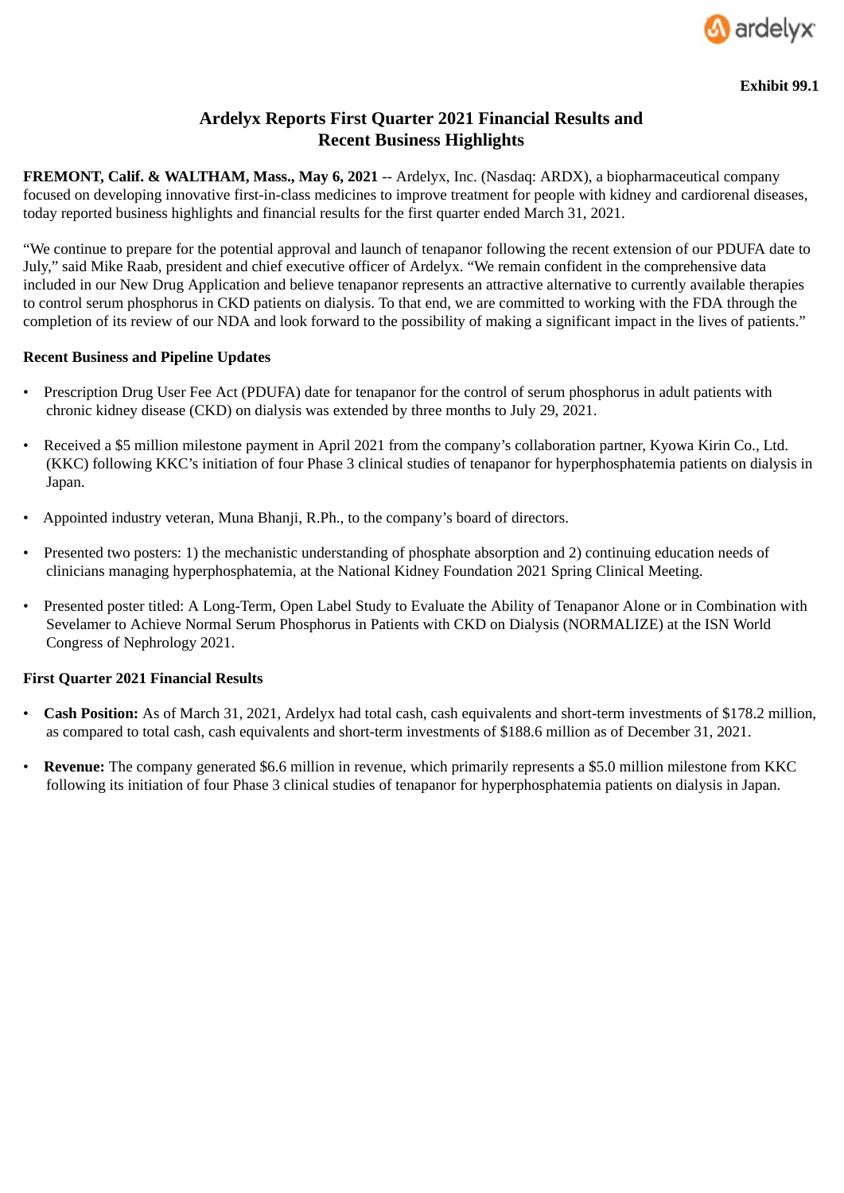Exhibit 99.1

# Ardelyx Reports First Quarter 2021 Financial Results and Recent Business Highlights

**FREMONT, Calif. & WALTHAM, Mass., May 6, 2021** -- Ardelyx, Inc. (Nasdaq: ARDX), a biopharmaceutical company focused on developing innovative first-in-class medicines to improve treatment for people with kidney and cardiorenal diseases, today reported business highlights and financial results for the first quarter ended March 31, 2021.

"We continue to prepare for the potential approval and launch of tenapanor following the recent extension of our PDUFA date to July," said Mike Raab, president and chief executive officer of Ardelyx. "We remain confident in the comprehensive data included in our New Drug Application and believe tenapanor represents an attractive alternative to currently available therapies to control serum phosphorus in CKD patients on dialysis. To that end, we are committed to working with the FDA through the completion of its review of our NDA and look forward to the possibility of making a significant impact in the lives of patients."

**Recent Business and Pipeline Updates**

- Prescription Drug User Fee Act (PDUFA) date for tenapanor for the control of serum phosphorus in adult patients with chronic kidney disease (CKD) on dialysis was extended by three months to July 29, 2021.
- Received a $5 million milestone payment in April 2021 from the company's collaboration partner, Kyowa Kirin Co., Ltd. (KKC) following KKC's initiation of four Phase 3 clinical studies of tenapanor for hyperphosphatemia patients on dialysis in Japan.
- Appointed industry veteran, Muna Bhanji, R.Ph., to the company's board of directors.
- Presented two posters: 1) the mechanistic understanding of phosphate absorption and 2) continuing education needs of clinicians managing hyperphosphatemia, at the National Kidney Foundation 2021 Spring Clinical Meeting.
- Presented poster titled: A Long-Term, Open Label Study to Evaluate the Ability of Tenapanor Alone or in Combination with Sevelamer to Achieve Normal Serum Phosphorus in Patients with CKD on Dialysis (NORMALIZE) at the ISN World Congress of Nephrology 2021.

**First Quarter 2021 Financial Results**

- **Cash Position:** As of March 31, 2021, Ardelyx had total cash, cash equivalents and short-term investments of $178.2 million, as compared to total cash, cash equivalents and short-term investments of $188.6 million as of December 31, 2021.
- **Revenue:** The company generated $6.6 million in revenue, which primarily represents a $5.0 million milestone from KKC following its initiation of four Phase 3 clinical studies of tenapanor for hyperphosphatemia patients on dialysis in Japan.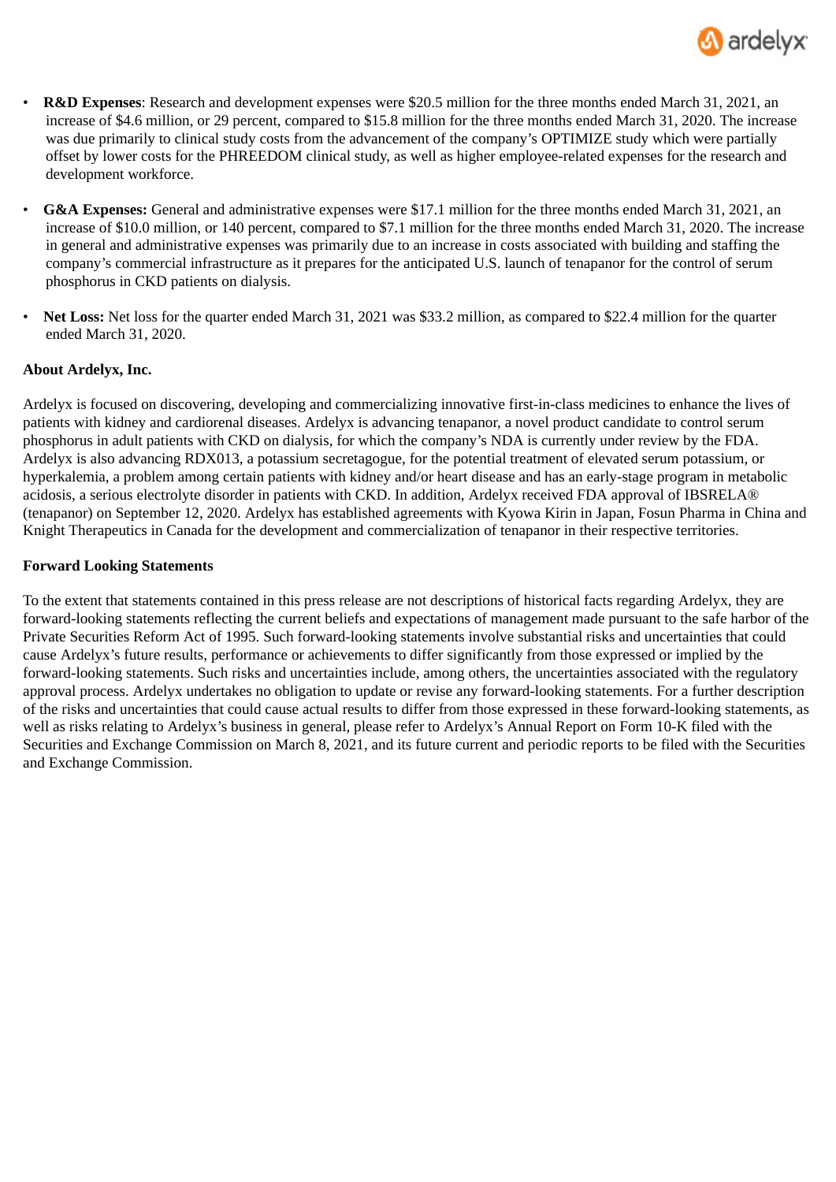- **R&D Expenses**: Research and development expenses were $20.5 million for the three months ended March 31, 2021, an increase of $4.6 million, or 29 percent, compared to $15.8 million for the three months ended March 31, 2020. The increase was due primarily to clinical study costs from the advancement of the company's OPTIMIZE study which were partially offset by lower costs for the PHREEDOM clinical study, as well as higher employee-related expenses for the research and development workforce.

- **G&A Expenses:** General and administrative expenses were $17.1 million for the three months ended March 31, 2021, an increase of $10.0 million, or 140 percent, compared to $7.1 million for the three months ended March 31, 2020. The increase in general and administrative expenses was primarily due to an increase in costs associated with building and staffing the company's commercial infrastructure as it prepares for the anticipated U.S. launch of tenapanor for the control of serum phosphorus in CKD patients on dialysis.

- **Net Loss:** Net loss for the quarter ended March 31, 2021 was $33.2 million, as compared to $22.4 million for the quarter ended March 31, 2020.

**About Ardelyx, Inc.**

Ardelyx is focused on discovering, developing and commercializing innovative first-in-class medicines to enhance the lives of patients with kidney and cardiorenal diseases. Ardelyx is advancing tenapanor, a novel product candidate to control serum phosphorus in adult patients with CKD on dialysis, for which the company's NDA is currently under review by the FDA. Ardelyx is also advancing RDX013, a potassium secretagogue, for the potential treatment of elevated serum potassium, or hyperkalemia, a problem among certain patients with kidney and/or heart disease and has an early-stage program in metabolic acidosis, a serious electrolyte disorder in patients with CKD. In addition, Ardelyx received FDA approval of IBSRELA® (tenapanor) on September 12, 2020. Ardelyx has established agreements with Kyowa Kirin in Japan, Fosun Pharma in China and Knight Therapeutics in Canada for the development and commercialization of tenapanor in their respective territories.

**Forward Looking Statements**

To the extent that statements contained in this press release are not descriptions of historical facts regarding Ardelyx, they are forward-looking statements reflecting the current beliefs and expectations of management made pursuant to the safe harbor of the Private Securities Reform Act of 1995. Such forward-looking statements involve substantial risks and uncertainties that could cause Ardelyx's future results, performance or achievements to differ significantly from those expressed or implied by the forward-looking statements. Such risks and uncertainties include, among others, the uncertainties associated with the regulatory approval process. Ardelyx undertakes no obligation to update or revise any forward-looking statements. For a further description of the risks and uncertainties that could cause actual results to differ from those expressed in these forward-looking statements, as well as risks relating to Ardelyx's business in general, please refer to Ardelyx's Annual Report on Form 10-K filed with the Securities and Exchange Commission on March 8, 2021, and its future current and periodic reports to be filed with the Securities and Exchange Commission.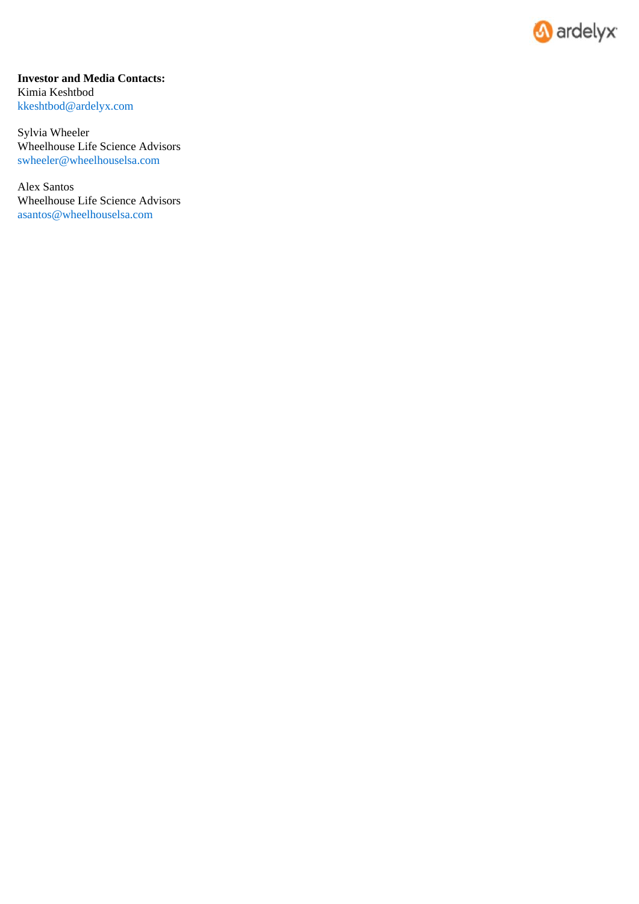**Investor and Media Contacts:**
Kimia Keshtbod
kkeshtbod@ardelyx.com

Sylvia Wheeler
Wheelhouse Life Science Advisors
swheeler@wheelhouselsa.com

Alex Santos
Wheelhouse Life Science Advisors
asantos@wheelhouselsa.com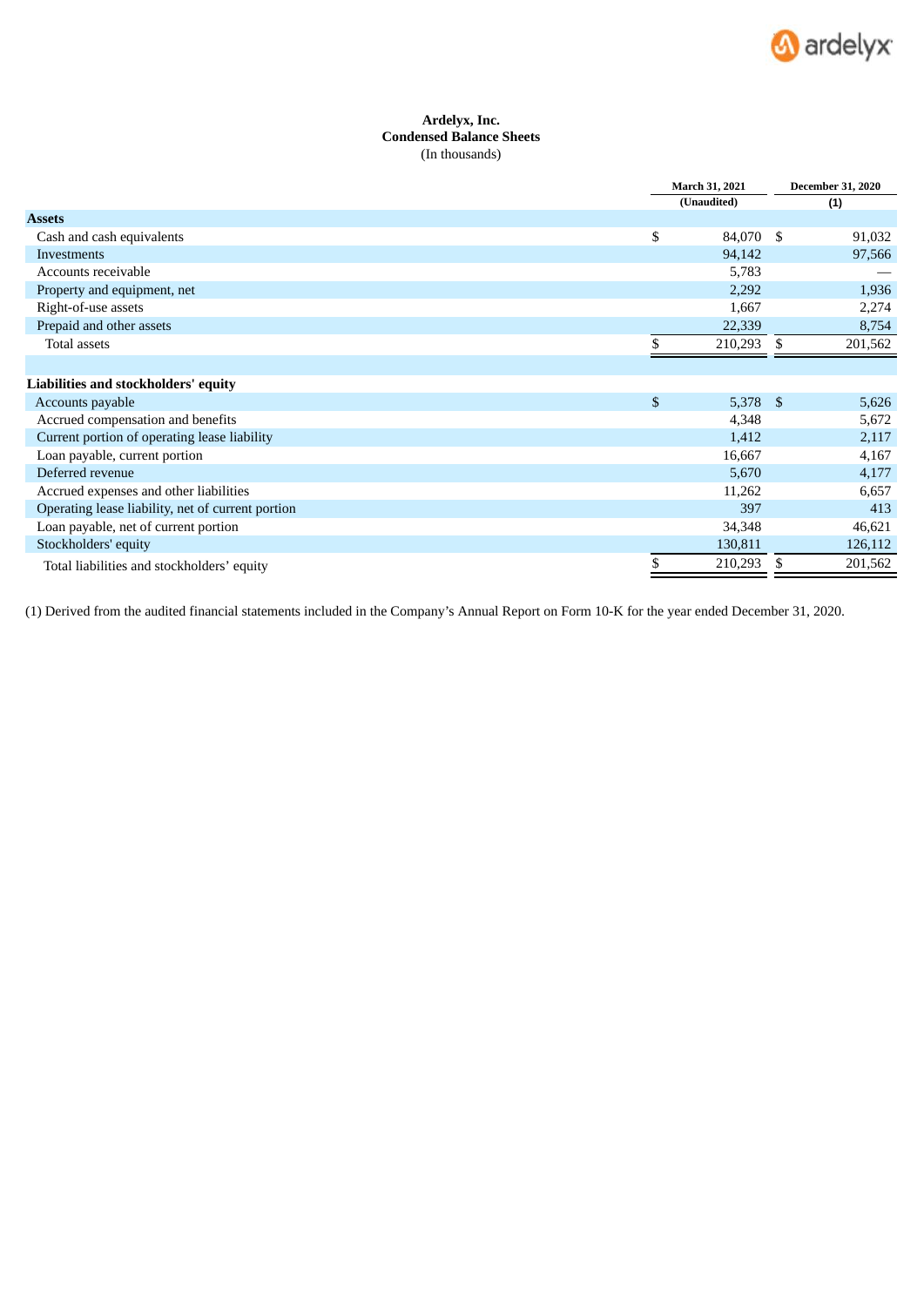**Ardelyx, Inc.**
**Condensed Balance Sheets**
(In thousands)

| | March 31, 2021 | December 31, 2020 |
|---|---|---|
| | (Unaudited) | (1) |
| **Assets** | | |
| Cash and cash equivalents | $ 84,070 | $ 91,032 |
| Investments | 94,142 | 97,566 |
| Accounts receivable | 5,783 | — |
| Property and equipment, net | 2,292 | 1,936 |
| Right-of-use assets | 1,667 | 2,274 |
| Prepaid and other assets | 22,339 | 8,754 |
| Total assets | $ 210,293 | $ 201,562 |
| | | |
| **Liabilities and stockholders' equity** | | |
| Accounts payable | $ 5,378 | $ 5,626 |
| Accrued compensation and benefits | 4,348 | 5,672 |
| Current portion of operating lease liability | 1,412 | 2,117 |
| Loan payable, current portion | 16,667 | 4,167 |
| Deferred revenue | 5,670 | 4,177 |
| Accrued expenses and other liabilities | 11,262 | 6,657 |
| Operating lease liability, net of current portion | 397 | 413 |
| Loan payable, net of current portion | 34,348 | 46,621 |
| Stockholders' equity | 130,811 | 126,112 |
| Total liabilities and stockholders' equity | $ 210,293 | $ 201,562 |

(1) Derived from the audited financial statements included in the Company's Annual Report on Form 10-K for the year ended December 31, 2020.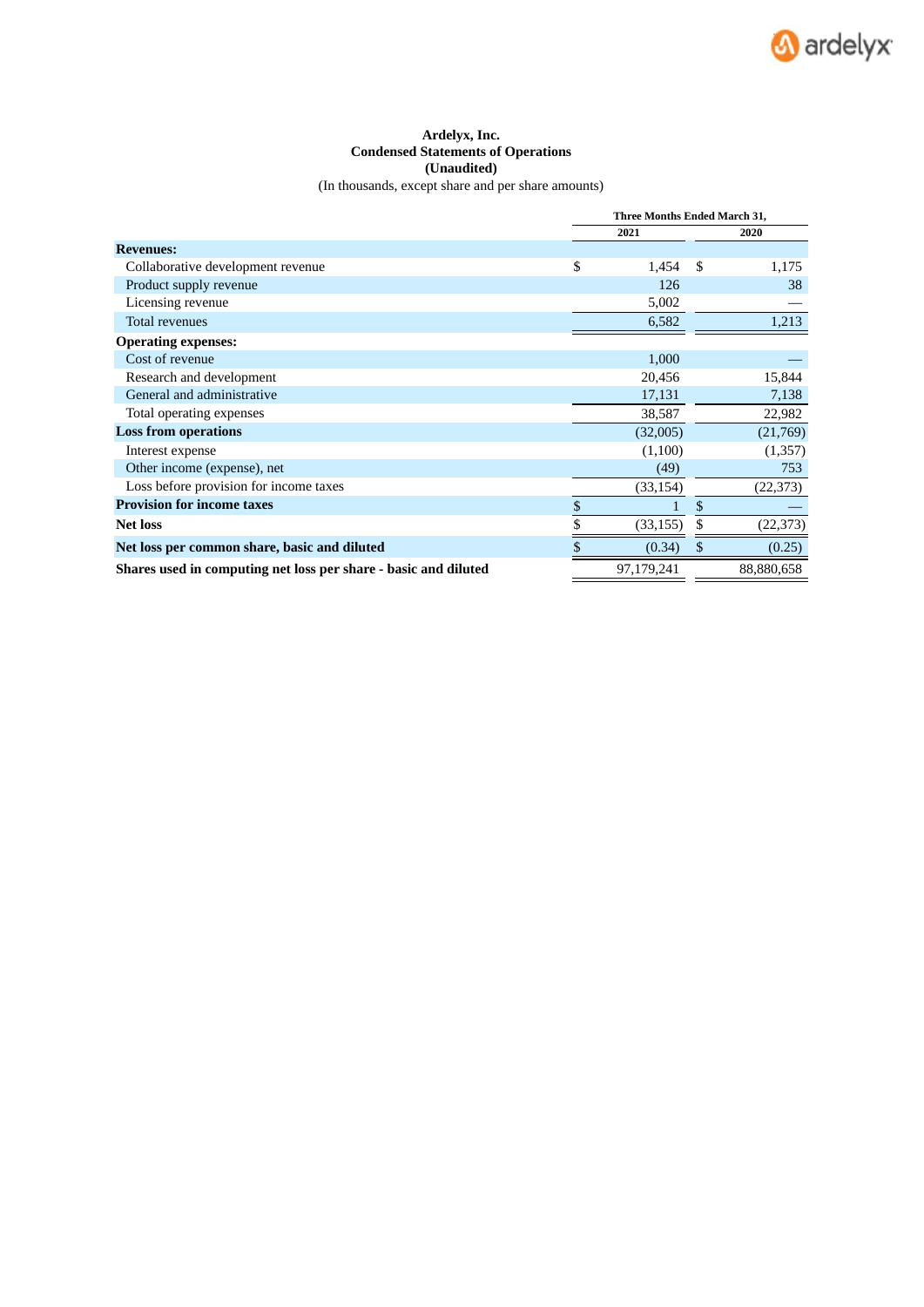**Ardelyx, Inc.**
**Condensed Statements of Operations**
**(Unaudited)**
(In thousands, except share and per share amounts)

| | Three Months Ended March 31, | |
|---|---|---|
| | **2021** | **2020** |
| **Revenues:** | | |
| Collaborative development revenue | $ 1,454 | $ 1,175 |
| Product supply revenue | 126 | 38 |
| Licensing revenue | 5,002 | — |
| Total revenues | 6,582 | 1,213 |
| **Operating expenses:** | | |
| Cost of revenue | 1,000 | — |
| Research and development | 20,456 | 15,844 |
| General and administrative | 17,131 | 7,138 |
| Total operating expenses | 38,587 | 22,982 |
| **Loss from operations** | (32,005) | (21,769) |
| Interest expense | (1,100) | (1,357) |
| Other income (expense), net | (49) | 753 |
| Loss before provision for income taxes | (33,154) | (22,373) |
| **Provision for income taxes** | $ 1 | $ — |
| **Net loss** | $ (33,155) | $ (22,373) |
| **Net loss per common share, basic and diluted** | $ (0.34) | $ (0.25) |
| **Shares used in computing net loss per share - basic and diluted** | 97,179,241 | 88,880,658 |